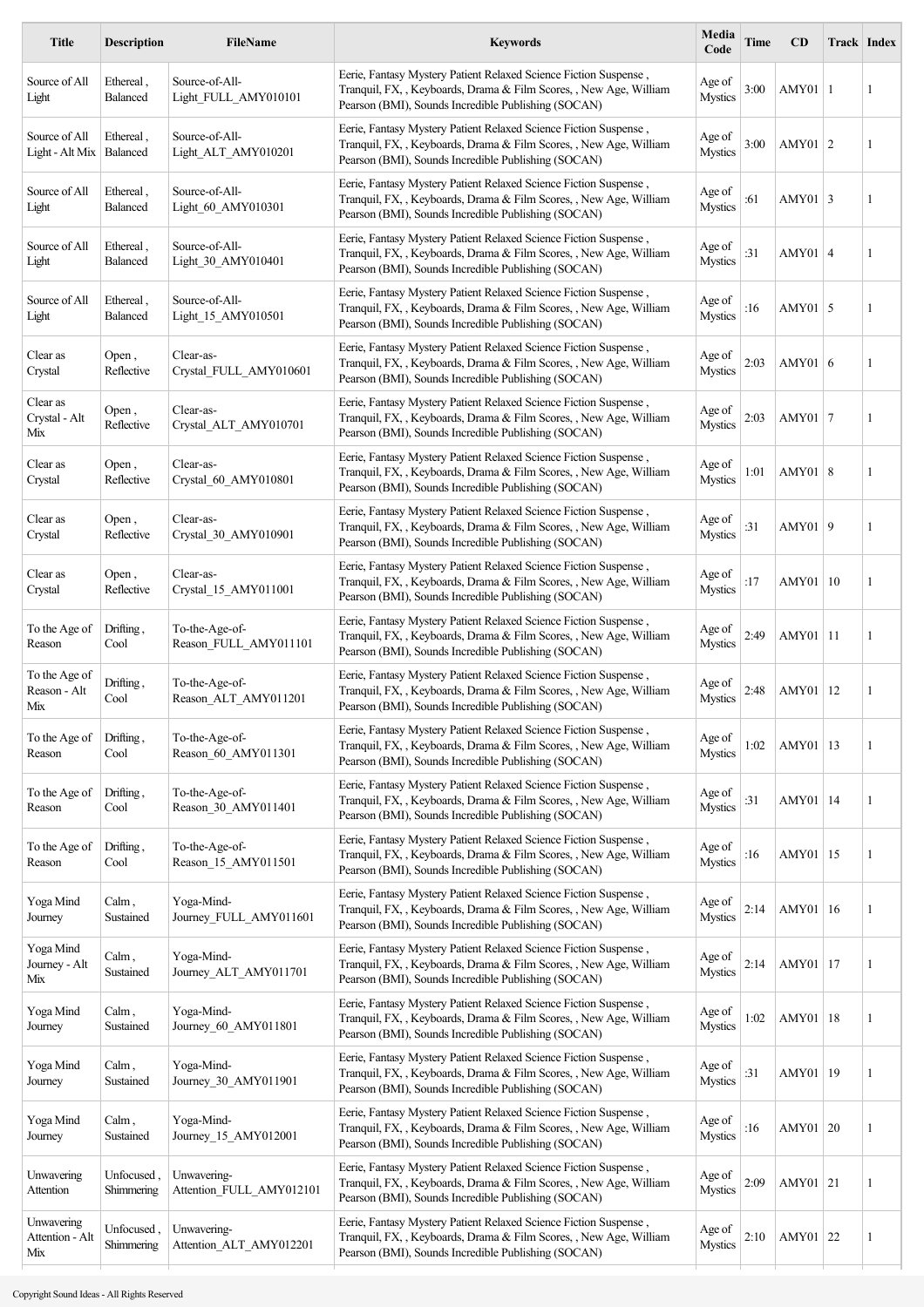| Title | Description | FileName | Keywords | Media Code | Time | CD | Track | Index |
|---|---|---|---|---|---|---|---|---|
| Source of All Light | Ethereal , Balanced | Source-of-All-Light_FULL_AMY010101 | Eerie, Fantasy Mystery Patient Relaxed Science Fiction Suspense , Tranquil, FX, , Keyboards, Drama & Film Scores, , New Age, William Pearson (BMI), Sounds Incredible Publishing (SOCAN) | Age of Mystics | 3:00 | AMY01 | 1 | 1 |
| Source of All Light - Alt Mix | Ethereal , Balanced | Source-of-All-Light_ALT_AMY010201 | Eerie, Fantasy Mystery Patient Relaxed Science Fiction Suspense , Tranquil, FX, , Keyboards, Drama & Film Scores, , New Age, William Pearson (BMI), Sounds Incredible Publishing (SOCAN) | Age of Mystics | 3:00 | AMY01 | 2 | 1 |
| Source of All Light | Ethereal , Balanced | Source-of-All-Light_60_AMY010301 | Eerie, Fantasy Mystery Patient Relaxed Science Fiction Suspense , Tranquil, FX, , Keyboards, Drama & Film Scores, , New Age, William Pearson (BMI), Sounds Incredible Publishing (SOCAN) | Age of Mystics | :61 | AMY01 | 3 | 1 |
| Source of All Light | Ethereal , Balanced | Source-of-All-Light_30_AMY010401 | Eerie, Fantasy Mystery Patient Relaxed Science Fiction Suspense , Tranquil, FX, , Keyboards, Drama & Film Scores, , New Age, William Pearson (BMI), Sounds Incredible Publishing (SOCAN) | Age of Mystics | :31 | AMY01 | 4 | 1 |
| Source of All Light | Ethereal , Balanced | Source-of-All-Light_15_AMY010501 | Eerie, Fantasy Mystery Patient Relaxed Science Fiction Suspense , Tranquil, FX, , Keyboards, Drama & Film Scores, , New Age, William Pearson (BMI), Sounds Incredible Publishing (SOCAN) | Age of Mystics | :16 | AMY01 | 5 | 1 |
| Clear as Crystal | Open , Reflective | Clear-as-Crystal_FULL_AMY010601 | Eerie, Fantasy Mystery Patient Relaxed Science Fiction Suspense , Tranquil, FX, , Keyboards, Drama & Film Scores, , New Age, William Pearson (BMI), Sounds Incredible Publishing (SOCAN) | Age of Mystics | 2:03 | AMY01 | 6 | 1 |
| Clear as Crystal - Alt Mix | Open , Reflective | Clear-as-Crystal_ALT_AMY010701 | Eerie, Fantasy Mystery Patient Relaxed Science Fiction Suspense , Tranquil, FX, , Keyboards, Drama & Film Scores, , New Age, William Pearson (BMI), Sounds Incredible Publishing (SOCAN) | Age of Mystics | 2:03 | AMY01 | 7 | 1 |
| Clear as Crystal | Open , Reflective | Clear-as-Crystal_60_AMY010801 | Eerie, Fantasy Mystery Patient Relaxed Science Fiction Suspense , Tranquil, FX, , Keyboards, Drama & Film Scores, , New Age, William Pearson (BMI), Sounds Incredible Publishing (SOCAN) | Age of Mystics | 1:01 | AMY01 | 8 | 1 |
| Clear as Crystal | Open , Reflective | Clear-as-Crystal_30_AMY010901 | Eerie, Fantasy Mystery Patient Relaxed Science Fiction Suspense , Tranquil, FX, , Keyboards, Drama & Film Scores, , New Age, William Pearson (BMI), Sounds Incredible Publishing (SOCAN) | Age of Mystics | :31 | AMY01 | 9 | 1 |
| Clear as Crystal | Open , Reflective | Clear-as-Crystal_15_AMY011001 | Eerie, Fantasy Mystery Patient Relaxed Science Fiction Suspense , Tranquil, FX, , Keyboards, Drama & Film Scores, , New Age, William Pearson (BMI), Sounds Incredible Publishing (SOCAN) | Age of Mystics | :17 | AMY01 | 10 | 1 |
| To the Age of Reason | Drifting , Cool | To-the-Age-of-Reason_FULL_AMY011101 | Eerie, Fantasy Mystery Patient Relaxed Science Fiction Suspense , Tranquil, FX, , Keyboards, Drama & Film Scores, , New Age, William Pearson (BMI), Sounds Incredible Publishing (SOCAN) | Age of Mystics | 2:49 | AMY01 | 11 | 1 |
| To the Age of Reason - Alt Mix | Drifting , Cool | To-the-Age-of-Reason_ALT_AMY011201 | Eerie, Fantasy Mystery Patient Relaxed Science Fiction Suspense , Tranquil, FX, , Keyboards, Drama & Film Scores, , New Age, William Pearson (BMI), Sounds Incredible Publishing (SOCAN) | Age of Mystics | 2:48 | AMY01 | 12 | 1 |
| To the Age of Reason | Drifting , Cool | To-the-Age-of-Reason_60_AMY011301 | Eerie, Fantasy Mystery Patient Relaxed Science Fiction Suspense , Tranquil, FX, , Keyboards, Drama & Film Scores, , New Age, William Pearson (BMI), Sounds Incredible Publishing (SOCAN) | Age of Mystics | 1:02 | AMY01 | 13 | 1 |
| To the Age of Reason | Drifting , Cool | To-the-Age-of-Reason_30_AMY011401 | Eerie, Fantasy Mystery Patient Relaxed Science Fiction Suspense , Tranquil, FX, , Keyboards, Drama & Film Scores, , New Age, William Pearson (BMI), Sounds Incredible Publishing (SOCAN) | Age of Mystics | :31 | AMY01 | 14 | 1 |
| To the Age of Reason | Drifting , Cool | To-the-Age-of-Reason_15_AMY011501 | Eerie, Fantasy Mystery Patient Relaxed Science Fiction Suspense , Tranquil, FX, , Keyboards, Drama & Film Scores, , New Age, William Pearson (BMI), Sounds Incredible Publishing (SOCAN) | Age of Mystics | :16 | AMY01 | 15 | 1 |
| Yoga Mind Journey | Calm , Sustained | Yoga-Mind-Journey_FULL_AMY011601 | Eerie, Fantasy Mystery Patient Relaxed Science Fiction Suspense , Tranquil, FX, , Keyboards, Drama & Film Scores, , New Age, William Pearson (BMI), Sounds Incredible Publishing (SOCAN) | Age of Mystics | 2:14 | AMY01 | 16 | 1 |
| Yoga Mind Journey - Alt Mix | Calm , Sustained | Yoga-Mind-Journey_ALT_AMY011701 | Eerie, Fantasy Mystery Patient Relaxed Science Fiction Suspense , Tranquil, FX, , Keyboards, Drama & Film Scores, , New Age, William Pearson (BMI), Sounds Incredible Publishing (SOCAN) | Age of Mystics | 2:14 | AMY01 | 17 | 1 |
| Yoga Mind Journey | Calm , Sustained | Yoga-Mind-Journey_60_AMY011801 | Eerie, Fantasy Mystery Patient Relaxed Science Fiction Suspense , Tranquil, FX, , Keyboards, Drama & Film Scores, , New Age, William Pearson (BMI), Sounds Incredible Publishing (SOCAN) | Age of Mystics | 1:02 | AMY01 | 18 | 1 |
| Yoga Mind Journey | Calm , Sustained | Yoga-Mind-Journey_30_AMY011901 | Eerie, Fantasy Mystery Patient Relaxed Science Fiction Suspense , Tranquil, FX, , Keyboards, Drama & Film Scores, , New Age, William Pearson (BMI), Sounds Incredible Publishing (SOCAN) | Age of Mystics | :31 | AMY01 | 19 | 1 |
| Yoga Mind Journey | Calm , Sustained | Yoga-Mind-Journey_15_AMY012001 | Eerie, Fantasy Mystery Patient Relaxed Science Fiction Suspense , Tranquil, FX, , Keyboards, Drama & Film Scores, , New Age, William Pearson (BMI), Sounds Incredible Publishing (SOCAN) | Age of Mystics | :16 | AMY01 | 20 | 1 |
| Unwavering Attention | Unfocused , Shimmering | Unwavering-Attention_FULL_AMY012101 | Eerie, Fantasy Mystery Patient Relaxed Science Fiction Suspense , Tranquil, FX, , Keyboards, Drama & Film Scores, , New Age, William Pearson (BMI), Sounds Incredible Publishing (SOCAN) | Age of Mystics | 2:09 | AMY01 | 21 | 1 |
| Unwavering Attention - Alt Mix | Unfocused , Shimmering | Unwavering-Attention_ALT_AMY012201 | Eerie, Fantasy Mystery Patient Relaxed Science Fiction Suspense , Tranquil, FX, , Keyboards, Drama & Film Scores, , New Age, William Pearson (BMI), Sounds Incredible Publishing (SOCAN) | Age of Mystics | 2:10 | AMY01 | 22 | 1 |

Copyright Sound Ideas - All Rights Reserved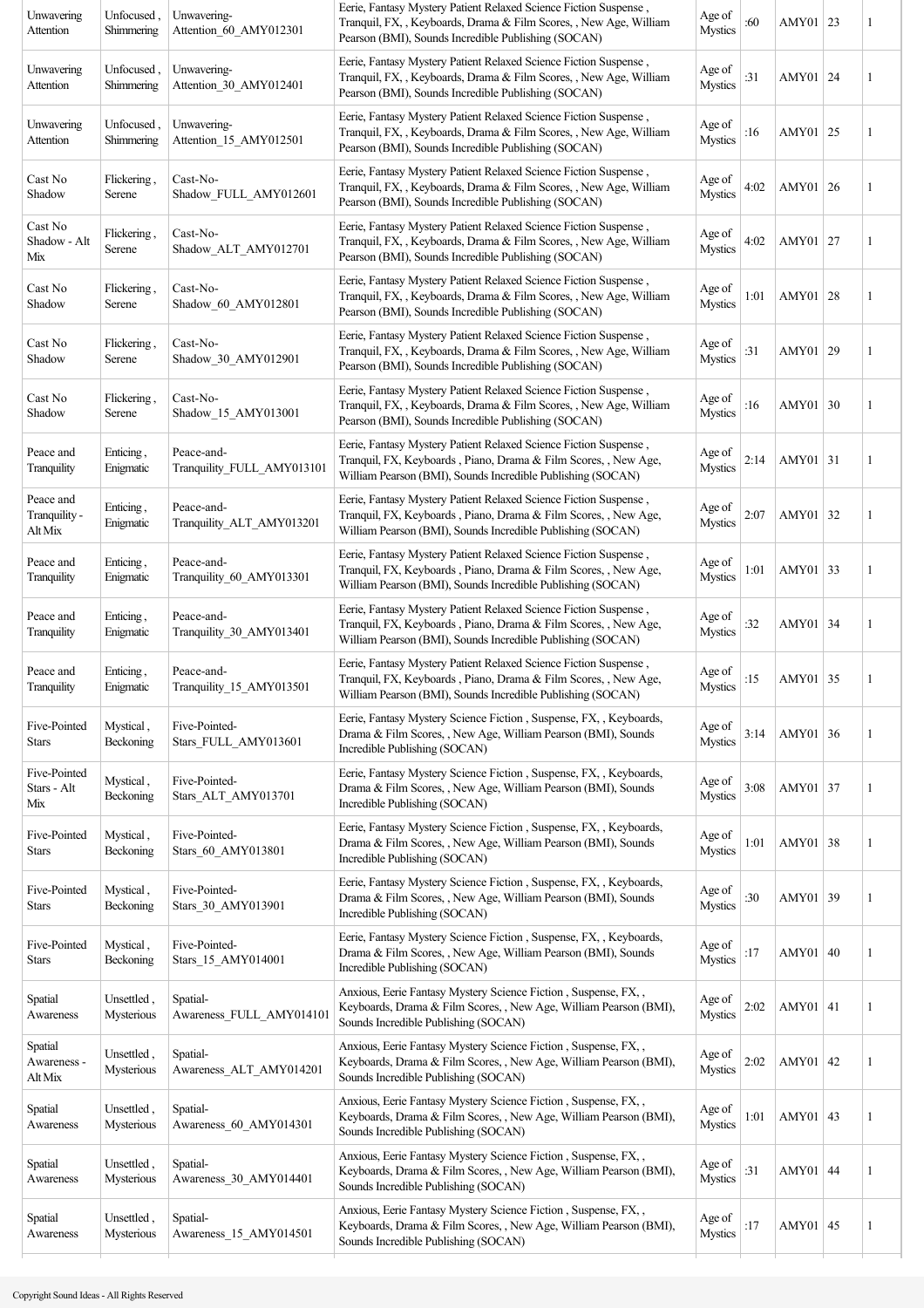| Unwavering Attention | Unfocused , Shimmering | Unwavering-Attention_60_AMY012301 | Eerie, Fantasy Mystery Patient Relaxed Science Fiction Suspense , Tranquil, FX, , Keyboards, Drama & Film Scores, , New Age, William Pearson (BMI), Sounds Incredible Publishing (SOCAN) | Age of Mystics | :60 | AMY01 | 23 | 1 |
|---|---|---|---|---|---|---|---|---|
| Unwavering Attention | Unfocused , Shimmering | Unwavering-Attention_30_AMY012401 | Eerie, Fantasy Mystery Patient Relaxed Science Fiction Suspense , Tranquil, FX, , Keyboards, Drama & Film Scores, , New Age, William Pearson (BMI), Sounds Incredible Publishing (SOCAN) | Age of Mystics | :31 | AMY01 | 24 | 1 |
| Unwavering Attention | Unfocused , Shimmering | Unwavering-Attention_15_AMY012501 | Eerie, Fantasy Mystery Patient Relaxed Science Fiction Suspense , Tranquil, FX, , Keyboards, Drama & Film Scores, , New Age, William Pearson (BMI), Sounds Incredible Publishing (SOCAN) | Age of Mystics | :16 | AMY01 | 25 | 1 |
| Cast No Shadow | Flickering , Serene | Cast-No-Shadow_FULL_AMY012601 | Eerie, Fantasy Mystery Patient Relaxed Science Fiction Suspense , Tranquil, FX, , Keyboards, Drama & Film Scores, , New Age, William Pearson (BMI), Sounds Incredible Publishing (SOCAN) | Age of Mystics | 4:02 | AMY01 | 26 | 1 |
| Cast No Shadow - Alt Mix | Flickering , Serene | Cast-No-Shadow_ALT_AMY012701 | Eerie, Fantasy Mystery Patient Relaxed Science Fiction Suspense , Tranquil, FX, , Keyboards, Drama & Film Scores, , New Age, William Pearson (BMI), Sounds Incredible Publishing (SOCAN) | Age of Mystics | 4:02 | AMY01 | 27 | 1 |
| Cast No Shadow | Flickering , Serene | Cast-No-Shadow_60_AMY012801 | Eerie, Fantasy Mystery Patient Relaxed Science Fiction Suspense , Tranquil, FX, , Keyboards, Drama & Film Scores, , New Age, William Pearson (BMI), Sounds Incredible Publishing (SOCAN) | Age of Mystics | 1:01 | AMY01 | 28 | 1 |
| Cast No Shadow | Flickering , Serene | Cast-No-Shadow_30_AMY012901 | Eerie, Fantasy Mystery Patient Relaxed Science Fiction Suspense , Tranquil, FX, , Keyboards, Drama & Film Scores, , New Age, William Pearson (BMI), Sounds Incredible Publishing (SOCAN) | Age of Mystics | :31 | AMY01 | 29 | 1 |
| Cast No Shadow | Flickering , Serene | Cast-No-Shadow_15_AMY013001 | Eerie, Fantasy Mystery Patient Relaxed Science Fiction Suspense , Tranquil, FX, , Keyboards, Drama & Film Scores, , New Age, William Pearson (BMI), Sounds Incredible Publishing (SOCAN) | Age of Mystics | :16 | AMY01 | 30 | 1 |
| Peace and Tranquility | Enticing , Enigmatic | Peace-and-Tranquility_FULL_AMY013101 | Eerie, Fantasy Mystery Patient Relaxed Science Fiction Suspense , Tranquil, FX, Keyboards , Piano, Drama & Film Scores, , New Age, William Pearson (BMI), Sounds Incredible Publishing (SOCAN) | Age of Mystics | 2:14 | AMY01 | 31 | 1 |
| Peace and Tranquility - Alt Mix | Enticing , Enigmatic | Peace-and-Tranquility_ALT_AMY013201 | Eerie, Fantasy Mystery Patient Relaxed Science Fiction Suspense , Tranquil, FX, Keyboards , Piano, Drama & Film Scores, , New Age, William Pearson (BMI), Sounds Incredible Publishing (SOCAN) | Age of Mystics | 2:07 | AMY01 | 32 | 1 |
| Peace and Tranquility | Enticing , Enigmatic | Peace-and-Tranquility_60_AMY013301 | Eerie, Fantasy Mystery Patient Relaxed Science Fiction Suspense , Tranquil, FX, Keyboards , Piano, Drama & Film Scores, , New Age, William Pearson (BMI), Sounds Incredible Publishing (SOCAN) | Age of Mystics | 1:01 | AMY01 | 33 | 1 |
| Peace and Tranquility | Enticing , Enigmatic | Peace-and-Tranquility_30_AMY013401 | Eerie, Fantasy Mystery Patient Relaxed Science Fiction Suspense , Tranquil, FX, Keyboards , Piano, Drama & Film Scores, , New Age, William Pearson (BMI), Sounds Incredible Publishing (SOCAN) | Age of Mystics | :32 | AMY01 | 34 | 1 |
| Peace and Tranquility | Enticing , Enigmatic | Peace-and-Tranquility_15_AMY013501 | Eerie, Fantasy Mystery Patient Relaxed Science Fiction Suspense , Tranquil, FX, Keyboards , Piano, Drama & Film Scores, , New Age, William Pearson (BMI), Sounds Incredible Publishing (SOCAN) | Age of Mystics | :15 | AMY01 | 35 | 1 |
| Five-Pointed Stars | Mystical , Beckoning | Five-Pointed-Stars_FULL_AMY013601 | Eerie, Fantasy Mystery Science Fiction , Suspense, FX, , Keyboards, Drama & Film Scores, , New Age, William Pearson (BMI), Sounds Incredible Publishing (SOCAN) | Age of Mystics | 3:14 | AMY01 | 36 | 1 |
| Five-Pointed Stars - Alt Mix | Mystical , Beckoning | Five-Pointed-Stars_ALT_AMY013701 | Eerie, Fantasy Mystery Science Fiction , Suspense, FX, , Keyboards, Drama & Film Scores, , New Age, William Pearson (BMI), Sounds Incredible Publishing (SOCAN) | Age of Mystics | 3:08 | AMY01 | 37 | 1 |
| Five-Pointed Stars | Mystical , Beckoning | Five-Pointed-Stars_60_AMY013801 | Eerie, Fantasy Mystery Science Fiction , Suspense, FX, , Keyboards, Drama & Film Scores, , New Age, William Pearson (BMI), Sounds Incredible Publishing (SOCAN) | Age of Mystics | 1:01 | AMY01 | 38 | 1 |
| Five-Pointed Stars | Mystical , Beckoning | Five-Pointed-Stars_30_AMY013901 | Eerie, Fantasy Mystery Science Fiction , Suspense, FX, , Keyboards, Drama & Film Scores, , New Age, William Pearson (BMI), Sounds Incredible Publishing (SOCAN) | Age of Mystics | :30 | AMY01 | 39 | 1 |
| Five-Pointed Stars | Mystical , Beckoning | Five-Pointed-Stars_15_AMY014001 | Eerie, Fantasy Mystery Science Fiction , Suspense, FX, , Keyboards, Drama & Film Scores, , New Age, William Pearson (BMI), Sounds Incredible Publishing (SOCAN) | Age of Mystics | :17 | AMY01 | 40 | 1 |
| Spatial Awareness | Unsettled , Mysterious | Spatial-Awareness_FULL_AMY014101 | Anxious, Eerie Fantasy Mystery Science Fiction , Suspense, FX, , Keyboards, Drama & Film Scores, , New Age, William Pearson (BMI), Sounds Incredible Publishing (SOCAN) | Age of Mystics | 2:02 | AMY01 | 41 | 1 |
| Spatial Awareness - Alt Mix | Unsettled , Mysterious | Spatial-Awareness_ALT_AMY014201 | Anxious, Eerie Fantasy Mystery Science Fiction , Suspense, FX, , Keyboards, Drama & Film Scores, , New Age, William Pearson (BMI), Sounds Incredible Publishing (SOCAN) | Age of Mystics | 2:02 | AMY01 | 42 | 1 |
| Spatial Awareness | Unsettled , Mysterious | Spatial-Awareness_60_AMY014301 | Anxious, Eerie Fantasy Mystery Science Fiction , Suspense, FX, , Keyboards, Drama & Film Scores, , New Age, William Pearson (BMI), Sounds Incredible Publishing (SOCAN) | Age of Mystics | 1:01 | AMY01 | 43 | 1 |
| Spatial Awareness | Unsettled , Mysterious | Spatial-Awareness_30_AMY014401 | Anxious, Eerie Fantasy Mystery Science Fiction , Suspense, FX, , Keyboards, Drama & Film Scores, , New Age, William Pearson (BMI), Sounds Incredible Publishing (SOCAN) | Age of Mystics | :31 | AMY01 | 44 | 1 |
| Spatial Awareness | Unsettled , Mysterious | Spatial-Awareness_15_AMY014501 | Anxious, Eerie Fantasy Mystery Science Fiction , Suspense, FX, , Keyboards, Drama & Film Scores, , New Age, William Pearson (BMI), Sounds Incredible Publishing (SOCAN) | Age of Mystics | :17 | AMY01 | 45 | 1 |

Copyright Sound Ideas - All Rights Reserved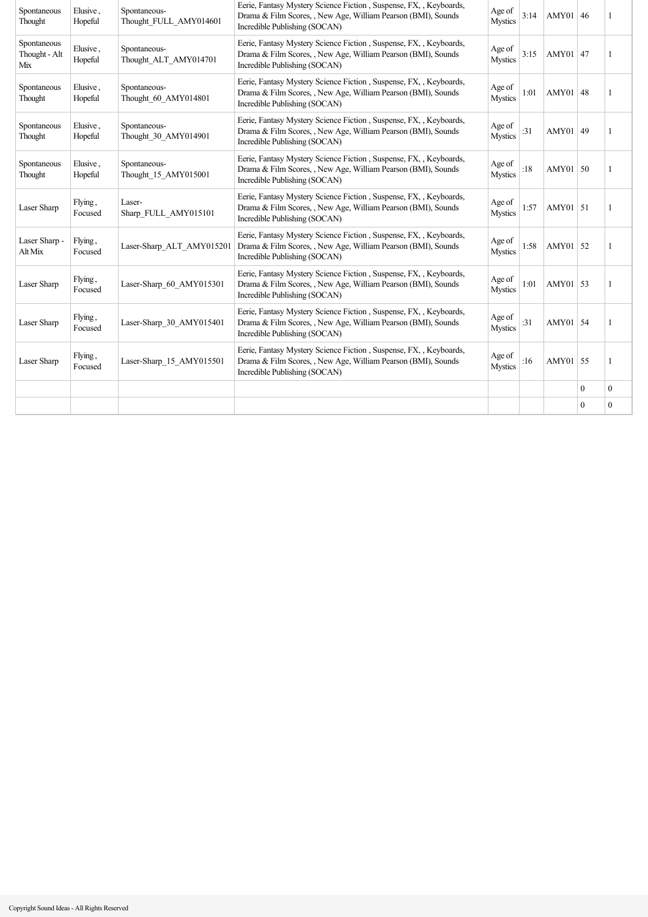| | | | | | | | | |
|---|---|---|---|---|---|---|---|---|
| Spontaneous Thought | Elusive , Hopeful | Spontaneous-Thought_FULL_AMY014601 | Eerie, Fantasy Mystery Science Fiction , Suspense, FX, , Keyboards, Drama & Film Scores, , New Age, William Pearson (BMI), Sounds Incredible Publishing (SOCAN) | Age of Mystics | 3:14 | AMY01 | 46 | 1 |
| Spontaneous Thought - Alt Mix | Elusive , Hopeful | Spontaneous-Thought_ALT_AMY014701 | Eerie, Fantasy Mystery Science Fiction , Suspense, FX, , Keyboards, Drama & Film Scores, , New Age, William Pearson (BMI), Sounds Incredible Publishing (SOCAN) | Age of Mystics | 3:15 | AMY01 | 47 | 1 |
| Spontaneous Thought | Elusive , Hopeful | Spontaneous-Thought_60_AMY014801 | Eerie, Fantasy Mystery Science Fiction , Suspense, FX, , Keyboards, Drama & Film Scores, , New Age, William Pearson (BMI), Sounds Incredible Publishing (SOCAN) | Age of Mystics | 1:01 | AMY01 | 48 | 1 |
| Spontaneous Thought | Elusive , Hopeful | Spontaneous-Thought_30_AMY014901 | Eerie, Fantasy Mystery Science Fiction , Suspense, FX, , Keyboards, Drama & Film Scores, , New Age, William Pearson (BMI), Sounds Incredible Publishing (SOCAN) | Age of Mystics | :31 | AMY01 | 49 | 1 |
| Spontaneous Thought | Elusive , Hopeful | Spontaneous-Thought_15_AMY015001 | Eerie, Fantasy Mystery Science Fiction , Suspense, FX, , Keyboards, Drama & Film Scores, , New Age, William Pearson (BMI), Sounds Incredible Publishing (SOCAN) | Age of Mystics | :18 | AMY01 | 50 | 1 |
| Laser Sharp | Flying , Focused | Laser-Sharp_FULL_AMY015101 | Eerie, Fantasy Mystery Science Fiction , Suspense, FX, , Keyboards, Drama & Film Scores, , New Age, William Pearson (BMI), Sounds Incredible Publishing (SOCAN) | Age of Mystics | 1:57 | AMY01 | 51 | 1 |
| Laser Sharp - Alt Mix | Flying , Focused | Laser-Sharp_ALT_AMY015201 | Eerie, Fantasy Mystery Science Fiction , Suspense, FX, , Keyboards, Drama & Film Scores, , New Age, William Pearson (BMI), Sounds Incredible Publishing (SOCAN) | Age of Mystics | 1:58 | AMY01 | 52 | 1 |
| Laser Sharp | Flying , Focused | Laser-Sharp_60_AMY015301 | Eerie, Fantasy Mystery Science Fiction , Suspense, FX, , Keyboards, Drama & Film Scores, , New Age, William Pearson (BMI), Sounds Incredible Publishing (SOCAN) | Age of Mystics | 1:01 | AMY01 | 53 | 1 |
| Laser Sharp | Flying , Focused | Laser-Sharp_30_AMY015401 | Eerie, Fantasy Mystery Science Fiction , Suspense, FX, , Keyboards, Drama & Film Scores, , New Age, William Pearson (BMI), Sounds Incredible Publishing (SOCAN) | Age of Mystics | :31 | AMY01 | 54 | 1 |
| Laser Sharp | Flying , Focused | Laser-Sharp_15_AMY015501 | Eerie, Fantasy Mystery Science Fiction , Suspense, FX, , Keyboards, Drama & Film Scores, , New Age, William Pearson (BMI), Sounds Incredible Publishing (SOCAN) | Age of Mystics | :16 | AMY01 | 55 | 1 |
| | | | | | | | 0 | 0 |
| | | | | | | | 0 | 0 |

Copyright Sound Ideas - All Rights Reserved